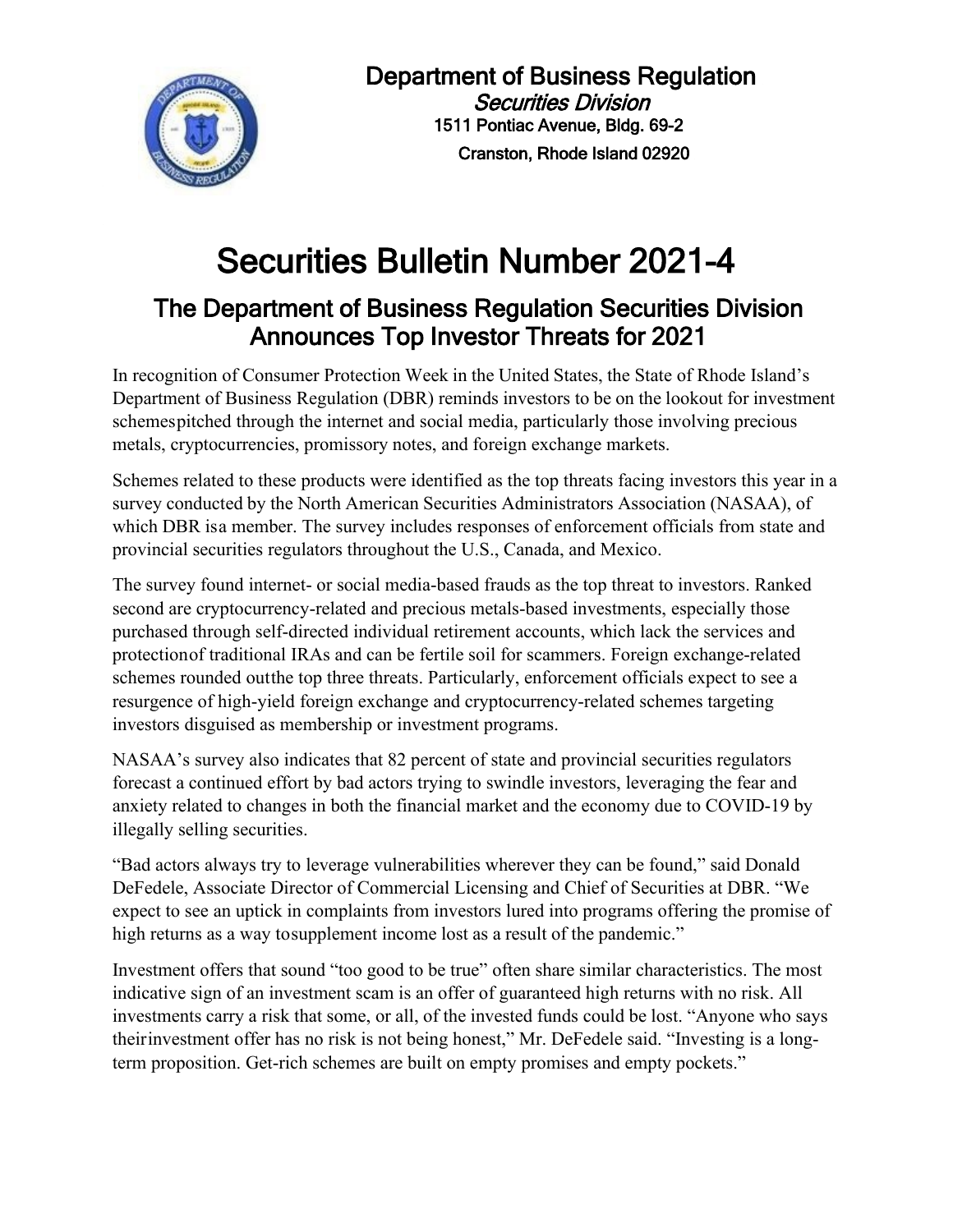**Department of Business Regulation**
*Securities Division*
1511 Pontiac Avenue, Bldg. 69-2
Cranston, Rhode Island 02920

# Securities Bulletin Number 2021-4

## The Department of Business Regulation Securities Division Announces Top Investor Threats for 2021

In recognition of Consumer Protection Week in the United States, the State of Rhode Island's Department of Business Regulation (DBR) reminds investors to be on the lookout for investment schemespitched through the internet and social media, particularly those involving precious metals, cryptocurrencies, promissory notes, and foreign exchange markets.

Schemes related to these products were identified as the top threats facing investors this year in a survey conducted by the North American Securities Administrators Association (NASAA), of which DBR isa member. The survey includes responses of enforcement officials from state and provincial securities regulators throughout the U.S., Canada, and Mexico.

The survey found internet- or social media-based frauds as the top threat to investors. Ranked second are cryptocurrency-related and precious metals-based investments, especially those purchased through self-directed individual retirement accounts, which lack the services and protectionof traditional IRAs and can be fertile soil for scammers. Foreign exchange-related schemes rounded outthe top three threats. Particularly, enforcement officials expect to see a resurgence of high-yield foreign exchange and cryptocurrency-related schemes targeting investors disguised as membership or investment programs.

NASAA's survey also indicates that 82 percent of state and provincial securities regulators forecast a continued effort by bad actors trying to swindle investors, leveraging the fear and anxiety related to changes in both the financial market and the economy due to COVID-19 by illegally selling securities.

"Bad actors always try to leverage vulnerabilities wherever they can be found," said Donald DeFedele, Associate Director of Commercial Licensing and Chief of Securities at DBR. "We expect to see an uptick in complaints from investors lured into programs offering the promise of high returns as a way tosupplement income lost as a result of the pandemic."

Investment offers that sound "too good to be true" often share similar characteristics. The most indicative sign of an investment scam is an offer of guaranteed high returns with no risk. All investments carry a risk that some, or all, of the invested funds could be lost. "Anyone who says theirinvestment offer has no risk is not being honest," Mr. DeFedele said. "Investing is a long-term proposition. Get-rich schemes are built on empty promises and empty pockets."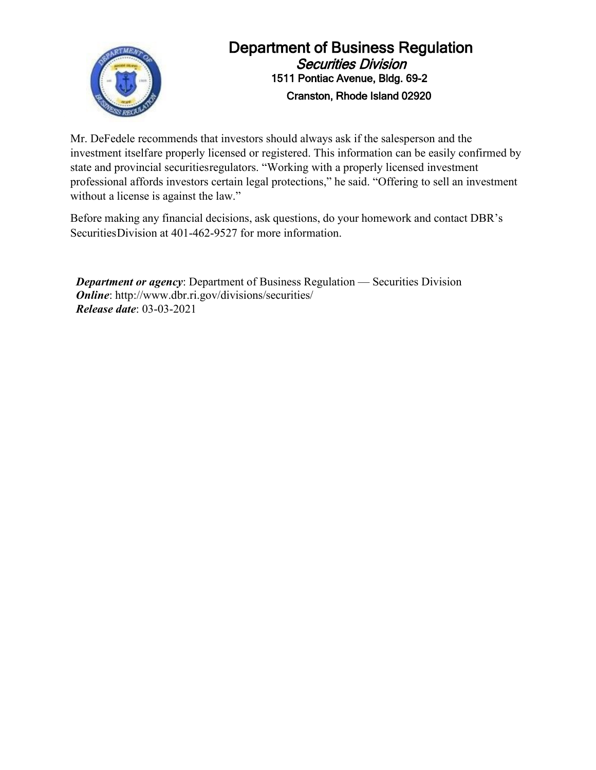# Department of Business Regulation

*Securities Division*

1511 Pontiac Avenue, Bldg. 69-2

Cranston, Rhode Island 02920

Mr. DeFedele recommends that investors should always ask if the salesperson and the investment itselfare properly licensed or registered. This information can be easily confirmed by state and provincial securitiesregulators. "Working with a properly licensed investment professional affords investors certain legal protections," he said. "Offering to sell an investment without a license is against the law."

Before making any financial decisions, ask questions, do your homework and contact DBR's SecuritiesDivision at 401-462-9527 for more information.

***Department or agency***: Department of Business Regulation — Securities Division
***Online***: http://www.dbr.ri.gov/divisions/securities/
***Release date***: 03-03-2021